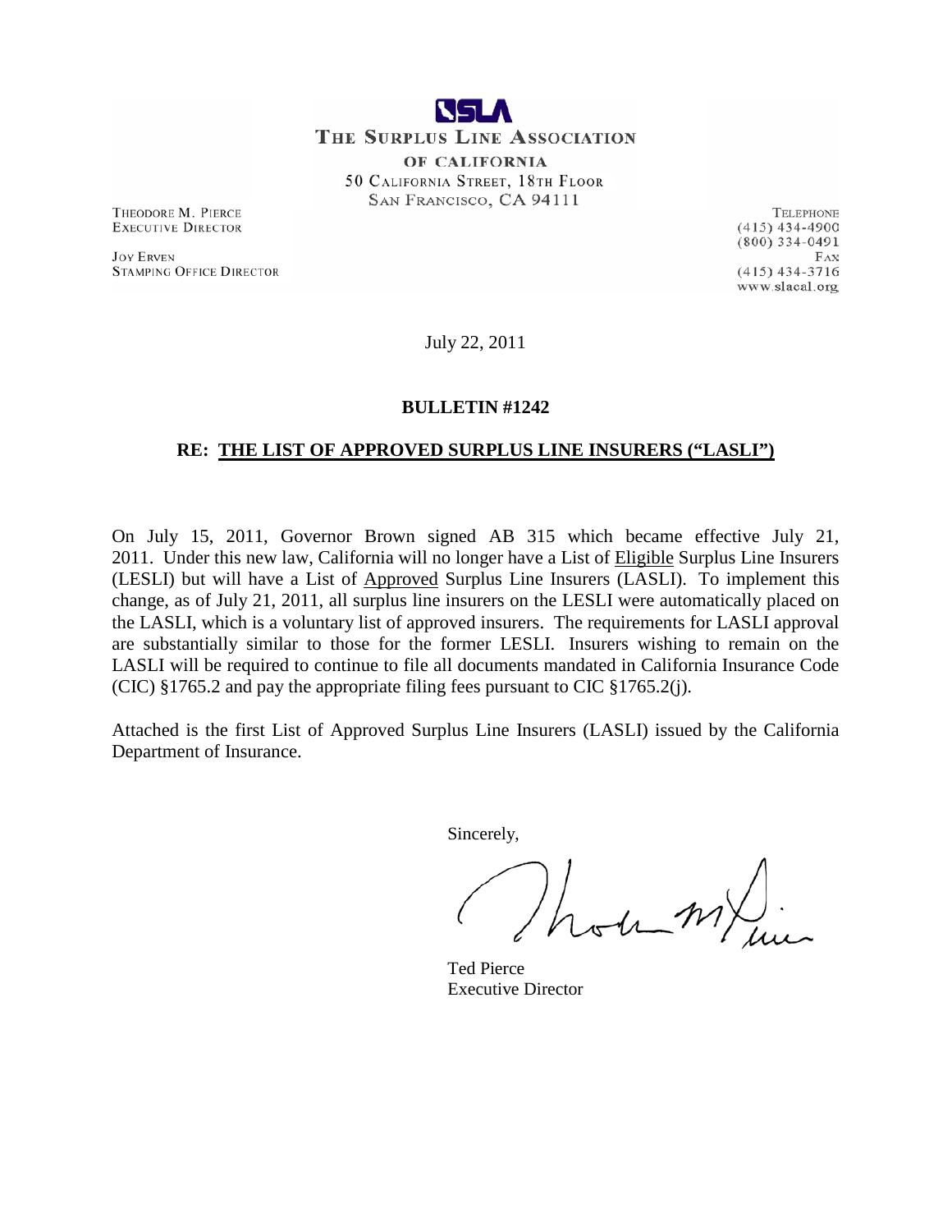**SLA**

**THE SURPLUS LINE ASSOCIATION OF CALIFORNIA**

50 CALIFORNIA STREET, 18TH FLOOR
SAN FRANCISCO, CA 94111

THEODORE M. PIERCE
EXECUTIVE DIRECTOR

JOY ERVEN
STAMPING OFFICE DIRECTOR

TELEPHONE
(415) 434-4900
(800) 334-0491
FAX
(415) 434-3716
www.slacal.org

July 22, 2011

**BULLETIN #1242**

**RE: <u>THE LIST OF APPROVED SURPLUS LINE INSURERS ("LASLI")</u>**

On July 15, 2011, Governor Brown signed AB 315 which became effective July 21, 2011. Under this new law, California will no longer have a List of <u>Eligible</u> Surplus Line Insurers (LESLI) but will have a List of <u>Approved</u> Surplus Line Insurers (LASLI). To implement this change, as of July 21, 2011, all surplus line insurers on the LESLI were automatically placed on the LASLI, which is a voluntary list of approved insurers. The requirements for LASLI approval are substantially similar to those for the former LESLI. Insurers wishing to remain on the LASLI will be required to continue to file all documents mandated in California Insurance Code (CIC) §1765.2 and pay the appropriate filing fees pursuant to CIC §1765.2(j).

Attached is the first List of Approved Surplus Line Insurers (LASLI) issued by the California Department of Insurance.

Sincerely,

Ted Pierce
Executive Director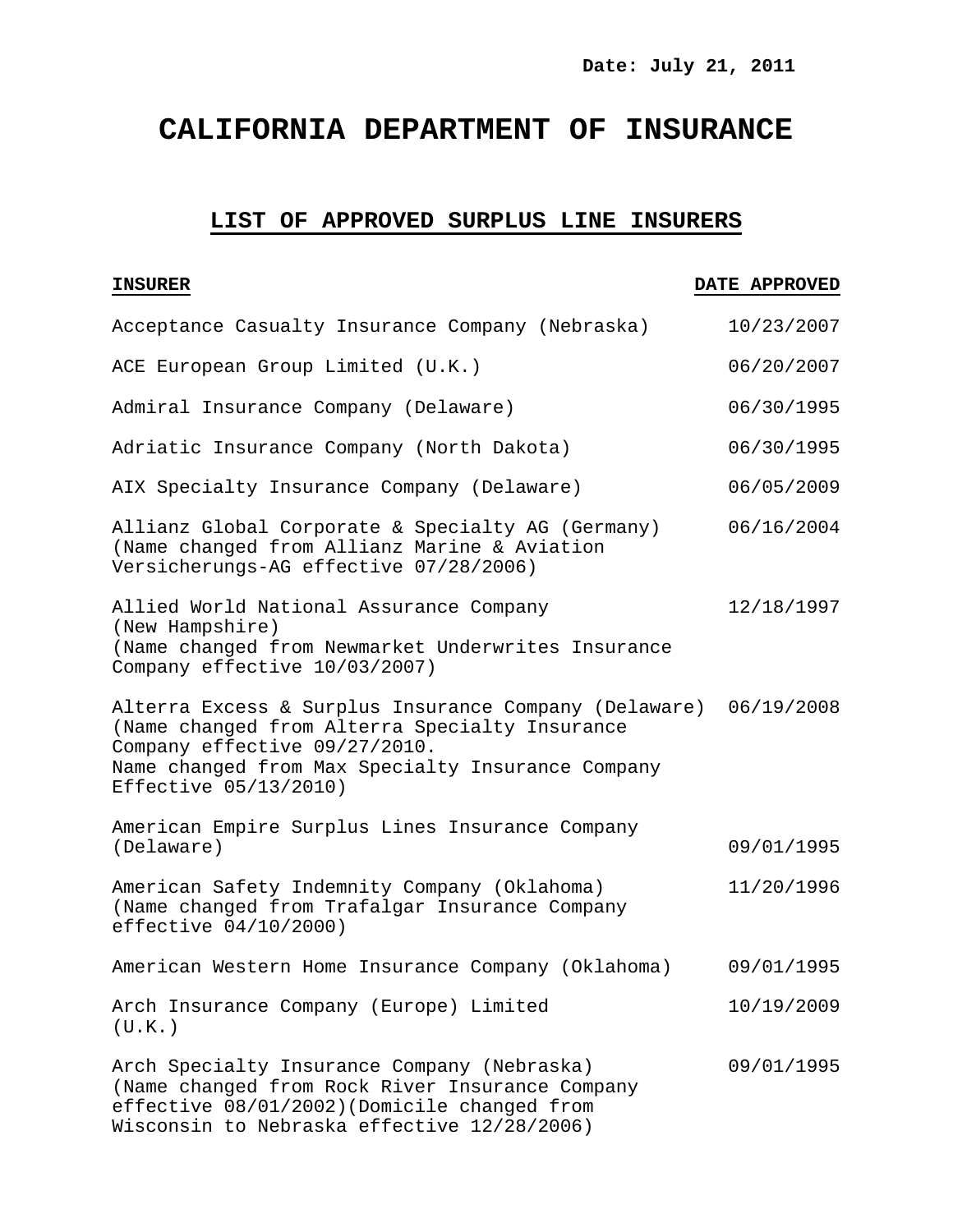Date: July 21, 2011

# CALIFORNIA DEPARTMENT OF INSURANCE

## LIST OF APPROVED SURPLUS LINE INSURERS

| INSURER | DATE APPROVED |
|---|---|
| Acceptance Casualty Insurance Company (Nebraska) | 10/23/2007 |
| ACE European Group Limited (U.K.) | 06/20/2007 |
| Admiral Insurance Company (Delaware) | 06/30/1995 |
| Adriatic Insurance Company (North Dakota) | 06/30/1995 |
| AIX Specialty Insurance Company (Delaware) | 06/05/2009 |
| Allianz Global Corporate & Specialty AG (Germany) (Name changed from Allianz Marine & Aviation Versicherungs-AG effective 07/28/2006) | 06/16/2004 |
| Allied World National Assurance Company (New Hampshire) (Name changed from Newmarket Underwrites Insurance Company effective 10/03/2007) | 12/18/1997 |
| Alterra Excess & Surplus Insurance Company (Delaware) (Name changed from Alterra Specialty Insurance Company effective 09/27/2010. Name changed from Max Specialty Insurance Company Effective 05/13/2010) | 06/19/2008 |
| American Empire Surplus Lines Insurance Company (Delaware) | 09/01/1995 |
| American Safety Indemnity Company (Oklahoma) (Name changed from Trafalgar Insurance Company effective 04/10/2000) | 11/20/1996 |
| American Western Home Insurance Company (Oklahoma) | 09/01/1995 |
| Arch Insurance Company (Europe) Limited (U.K.) | 10/19/2009 |
| Arch Specialty Insurance Company (Nebraska) (Name changed from Rock River Insurance Company effective 08/01/2002)(Domicile changed from Wisconsin to Nebraska effective 12/28/2006) | 09/01/1995 |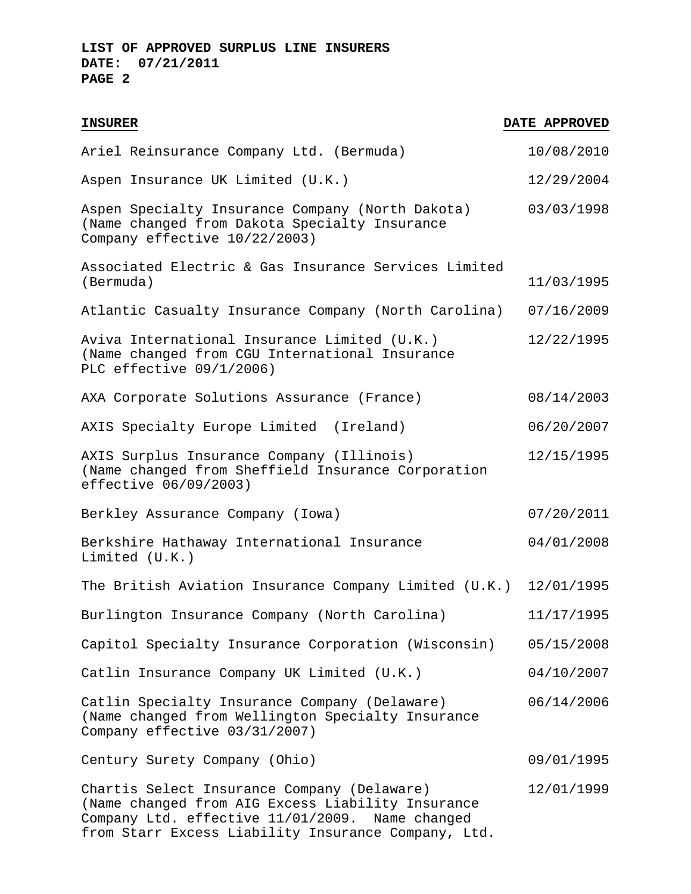**LIST OF APPROVED SURPLUS LINE INSURERS**
**DATE: 07/21/2011**
**PAGE 2**

| INSURER | DATE APPROVED |
|---|---|
| Ariel Reinsurance Company Ltd. (Bermuda) | 10/08/2010 |
| Aspen Insurance UK Limited (U.K.) | 12/29/2004 |
| Aspen Specialty Insurance Company (North Dakota) (Name changed from Dakota Specialty Insurance Company effective 10/22/2003) | 03/03/1998 |
| Associated Electric & Gas Insurance Services Limited (Bermuda) | 11/03/1995 |
| Atlantic Casualty Insurance Company (North Carolina) | 07/16/2009 |
| Aviva International Insurance Limited (U.K.) (Name changed from CGU International Insurance PLC effective 09/1/2006) | 12/22/1995 |
| AXA Corporate Solutions Assurance (France) | 08/14/2003 |
| AXIS Specialty Europe Limited (Ireland) | 06/20/2007 |
| AXIS Surplus Insurance Company (Illinois) (Name changed from Sheffield Insurance Corporation effective 06/09/2003) | 12/15/1995 |
| Berkley Assurance Company (Iowa) | 07/20/2011 |
| Berkshire Hathaway International Insurance Limited (U.K.) | 04/01/2008 |
| The British Aviation Insurance Company Limited (U.K.) | 12/01/1995 |
| Burlington Insurance Company (North Carolina) | 11/17/1995 |
| Capitol Specialty Insurance Corporation (Wisconsin) | 05/15/2008 |
| Catlin Insurance Company UK Limited (U.K.) | 04/10/2007 |
| Catlin Specialty Insurance Company (Delaware) (Name changed from Wellington Specialty Insurance Company effective 03/31/2007) | 06/14/2006 |
| Century Surety Company (Ohio) | 09/01/1995 |
| Chartis Select Insurance Company (Delaware) (Name changed from AIG Excess Liability Insurance Company Ltd. effective 11/01/2009. Name changed from Starr Excess Liability Insurance Company, Ltd. | 12/01/1999 |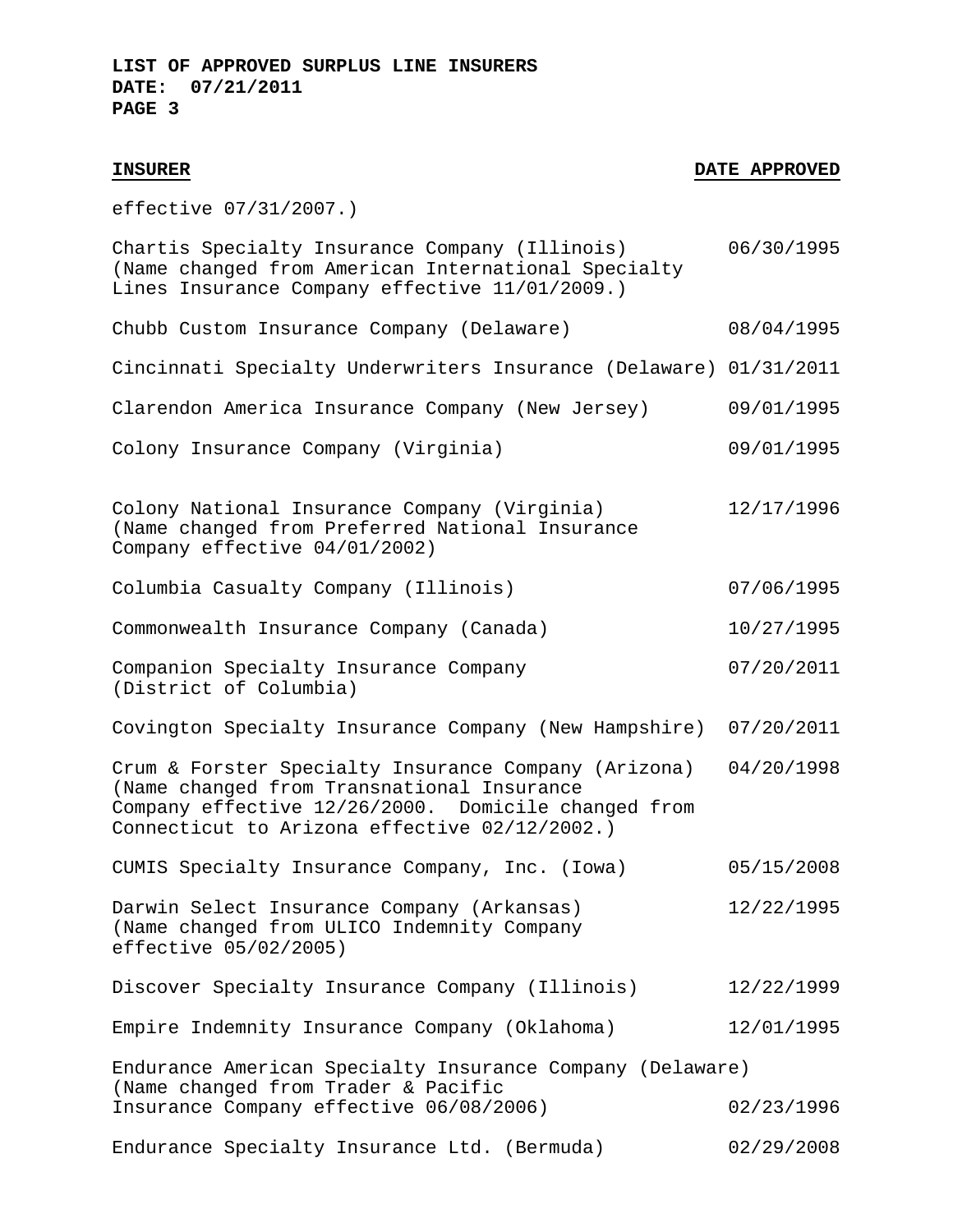| INSURER | DATE APPROVED |
| --- | --- |
| effective 07/31/2007.) | |
| Chartis Specialty Insurance Company (Illinois) (Name changed from American International Specialty Lines Insurance Company effective 11/01/2009.) | 06/30/1995 |
| Chubb Custom Insurance Company (Delaware) | 08/04/1995 |
| Cincinnati Specialty Underwriters Insurance (Delaware) | 01/31/2011 |
| Clarendon America Insurance Company (New Jersey) | 09/01/1995 |
| Colony Insurance Company (Virginia) | 09/01/1995 |
| Colony National Insurance Company (Virginia) (Name changed from Preferred National Insurance Company effective 04/01/2002) | 12/17/1996 |
| Columbia Casualty Company (Illinois) | 07/06/1995 |
| Commonwealth Insurance Company (Canada) | 10/27/1995 |
| Companion Specialty Insurance Company (District of Columbia) | 07/20/2011 |
| Covington Specialty Insurance Company (New Hampshire) | 07/20/2011 |
| Crum & Forster Specialty Insurance Company (Arizona) (Name changed from Transnational Insurance Company effective 12/26/2000. Domicile changed from Connecticut to Arizona effective 02/12/2002.) | 04/20/1998 |
| CUMIS Specialty Insurance Company, Inc. (Iowa) | 05/15/2008 |
| Darwin Select Insurance Company (Arkansas) (Name changed from ULICO Indemnity Company effective 05/02/2005) | 12/22/1995 |
| Discover Specialty Insurance Company (Illinois) | 12/22/1999 |
| Empire Indemnity Insurance Company (Oklahoma) | 12/01/1995 |
| Endurance American Specialty Insurance Company (Delaware) (Name changed from Trader & Pacific Insurance Company effective 06/08/2006) | 02/23/1996 |
| Endurance Specialty Insurance Ltd. (Bermuda) | 02/29/2008 |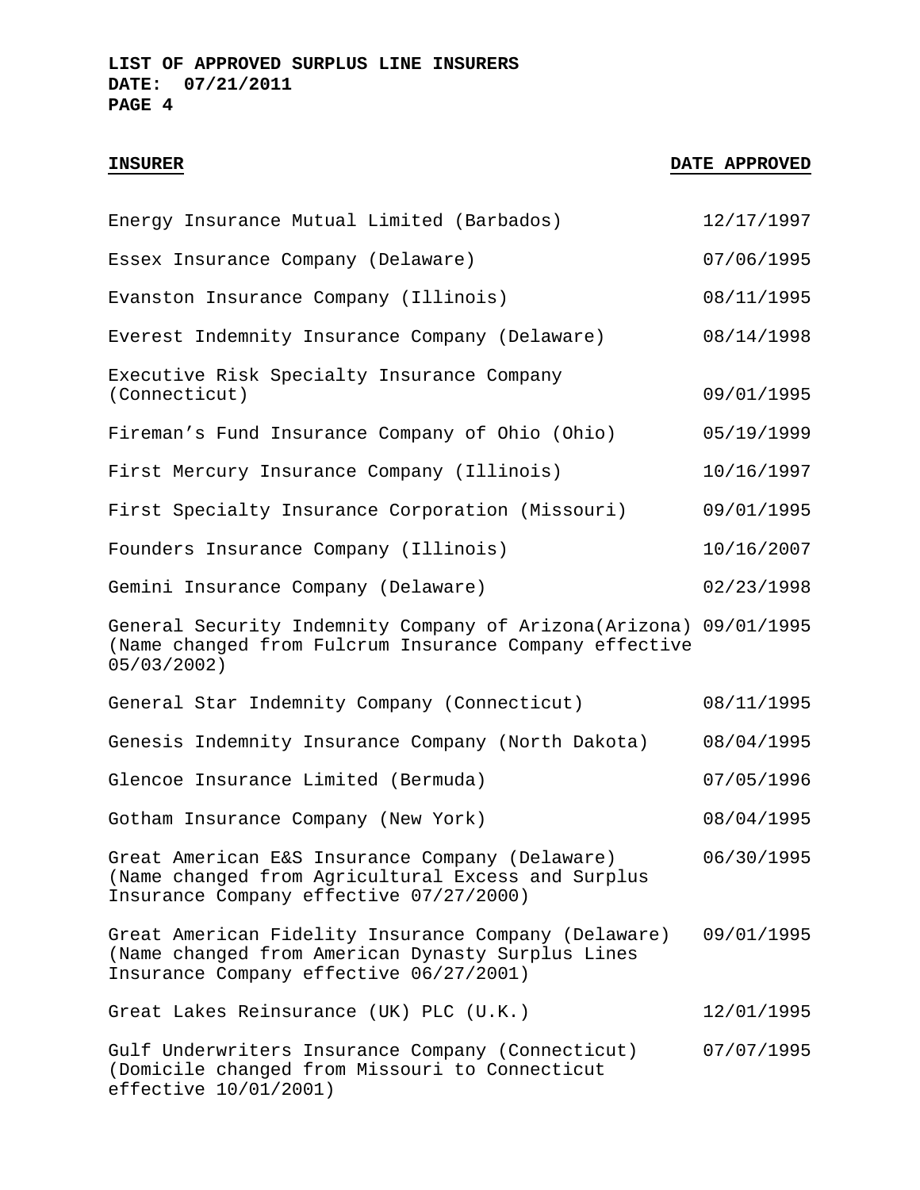**LIST OF APPROVED SURPLUS LINE INSURERS**
**DATE: 07/21/2011**

| INSURER | DATE APPROVED |
|---|---|
| Energy Insurance Mutual Limited (Barbados) | 12/17/1997 |
| Essex Insurance Company (Delaware) | 07/06/1995 |
| Evanston Insurance Company (Illinois) | 08/11/1995 |
| Everest Indemnity Insurance Company (Delaware) | 08/14/1998 |
| Executive Risk Specialty Insurance Company (Connecticut) | 09/01/1995 |
| Fireman's Fund Insurance Company of Ohio (Ohio) | 05/19/1999 |
| First Mercury Insurance Company (Illinois) | 10/16/1997 |
| First Specialty Insurance Corporation (Missouri) | 09/01/1995 |
| Founders Insurance Company (Illinois) | 10/16/2007 |
| Gemini Insurance Company (Delaware) | 02/23/1998 |
| General Security Indemnity Company of Arizona(Arizona) (Name changed from Fulcrum Insurance Company effective 05/03/2002) | 09/01/1995 |
| General Star Indemnity Company (Connecticut) | 08/11/1995 |
| Genesis Indemnity Insurance Company (North Dakota) | 08/04/1995 |
| Glencoe Insurance Limited (Bermuda) | 07/05/1996 |
| Gotham Insurance Company (New York) | 08/04/1995 |
| Great American E&S Insurance Company (Delaware) (Name changed from Agricultural Excess and Surplus Insurance Company effective 07/27/2000) | 06/30/1995 |
| Great American Fidelity Insurance Company (Delaware) (Name changed from American Dynasty Surplus Lines Insurance Company effective 06/27/2001) | 09/01/1995 |
| Great Lakes Reinsurance (UK) PLC (U.K.) | 12/01/1995 |
| Gulf Underwriters Insurance Company (Connecticut) (Domicile changed from Missouri to Connecticut effective 10/01/2001) | 07/07/1995 |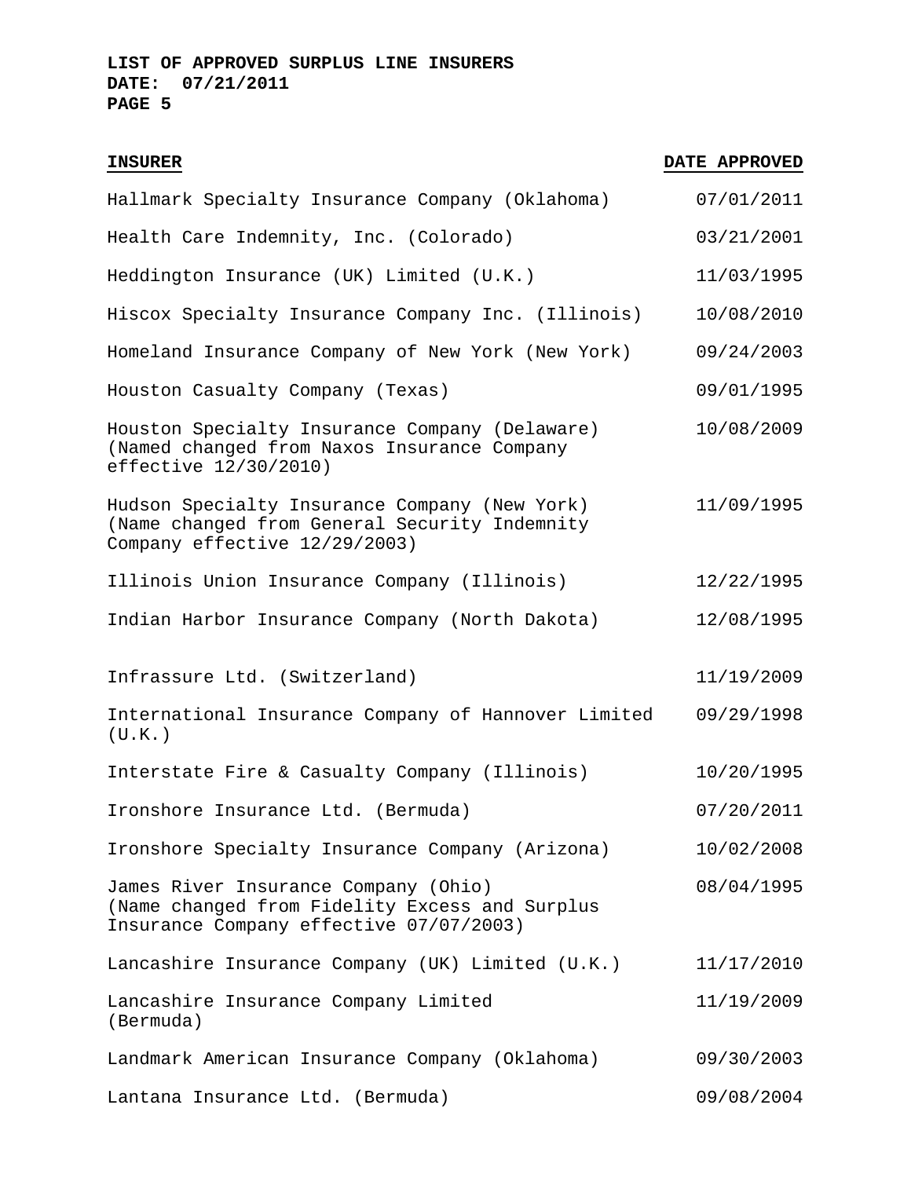**LIST OF APPROVED SURPLUS LINE INSURERS**
**DATE: 07/21/2011**

| INSURER | DATE APPROVED |
|---|---|
| Hallmark Specialty Insurance Company (Oklahoma) | 07/01/2011 |
| Health Care Indemnity, Inc. (Colorado) | 03/21/2001 |
| Heddington Insurance (UK) Limited (U.K.) | 11/03/1995 |
| Hiscox Specialty Insurance Company Inc. (Illinois) | 10/08/2010 |
| Homeland Insurance Company of New York (New York) | 09/24/2003 |
| Houston Casualty Company (Texas) | 09/01/1995 |
| Houston Specialty Insurance Company (Delaware) (Named changed from Naxos Insurance Company effective 12/30/2010) | 10/08/2009 |
| Hudson Specialty Insurance Company (New York) (Name changed from General Security Indemnity Company effective 12/29/2003) | 11/09/1995 |
| Illinois Union Insurance Company (Illinois) | 12/22/1995 |
| Indian Harbor Insurance Company (North Dakota) | 12/08/1995 |
| Infrassure Ltd. (Switzerland) | 11/19/2009 |
| International Insurance Company of Hannover Limited (U.K.) | 09/29/1998 |
| Interstate Fire & Casualty Company (Illinois) | 10/20/1995 |
| Ironshore Insurance Ltd. (Bermuda) | 07/20/2011 |
| Ironshore Specialty Insurance Company (Arizona) | 10/02/2008 |
| James River Insurance Company (Ohio) (Name changed from Fidelity Excess and Surplus Insurance Company effective 07/07/2003) | 08/04/1995 |
| Lancashire Insurance Company (UK) Limited (U.K.) | 11/17/2010 |
| Lancashire Insurance Company Limited (Bermuda) | 11/19/2009 |
| Landmark American Insurance Company (Oklahoma) | 09/30/2003 |
| Lantana Insurance Ltd. (Bermuda) | 09/08/2004 |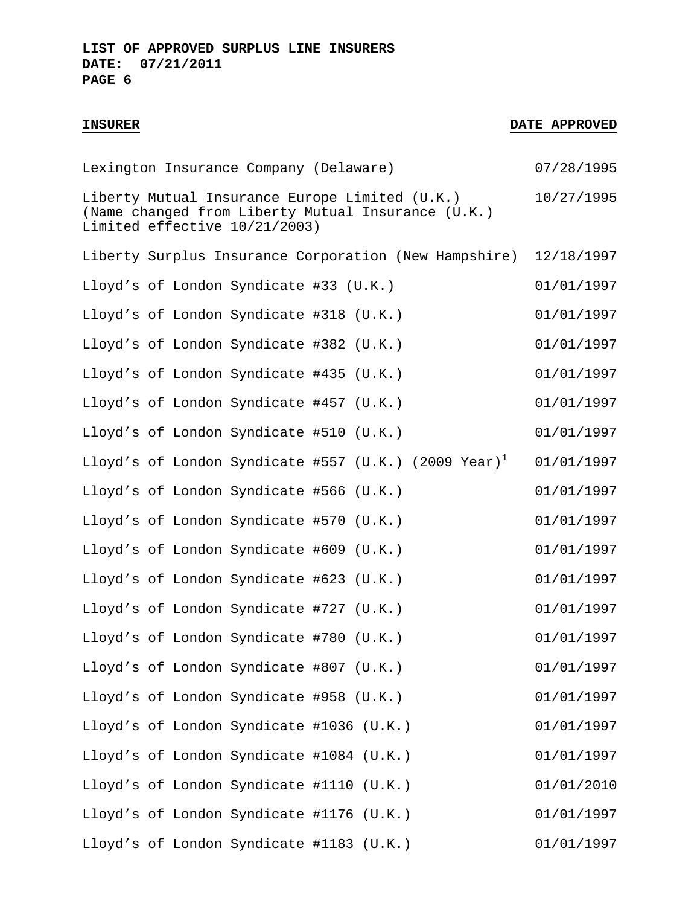**LIST OF APPROVED SURPLUS LINE INSURERS**
**DATE: 07/21/2011**

| INSURER | DATE APPROVED |
| --- | --- |
| Lexington Insurance Company (Delaware) | 07/28/1995 |
| Liberty Mutual Insurance Europe Limited (U.K.) (Name changed from Liberty Mutual Insurance (U.K.) Limited effective 10/21/2003) | 10/27/1995 |
| Liberty Surplus Insurance Corporation (New Hampshire) | 12/18/1997 |
| Lloyd's of London Syndicate #33 (U.K.) | 01/01/1997 |
| Lloyd's of London Syndicate #318 (U.K.) | 01/01/1997 |
| Lloyd's of London Syndicate #382 (U.K.) | 01/01/1997 |
| Lloyd's of London Syndicate #435 (U.K.) | 01/01/1997 |
| Lloyd's of London Syndicate #457 (U.K.) | 01/01/1997 |
| Lloyd's of London Syndicate #510 (U.K.) | 01/01/1997 |
| Lloyd's of London Syndicate #557 (U.K.) (2009 Year)[1] | 01/01/1997 |
| Lloyd's of London Syndicate #566 (U.K.) | 01/01/1997 |
| Lloyd's of London Syndicate #570 (U.K.) | 01/01/1997 |
| Lloyd's of London Syndicate #609 (U.K.) | 01/01/1997 |
| Lloyd's of London Syndicate #623 (U.K.) | 01/01/1997 |
| Lloyd's of London Syndicate #727 (U.K.) | 01/01/1997 |
| Lloyd's of London Syndicate #780 (U.K.) | 01/01/1997 |
| Lloyd's of London Syndicate #807 (U.K.) | 01/01/1997 |
| Lloyd's of London Syndicate #958 (U.K.) | 01/01/1997 |
| Lloyd's of London Syndicate #1036 (U.K.) | 01/01/1997 |
| Lloyd's of London Syndicate #1084 (U.K.) | 01/01/1997 |
| Lloyd's of London Syndicate #1110 (U.K.) | 01/01/2010 |
| Lloyd's of London Syndicate #1176 (U.K.) | 01/01/1997 |
| Lloyd's of London Syndicate #1183 (U.K.) | 01/01/1997 |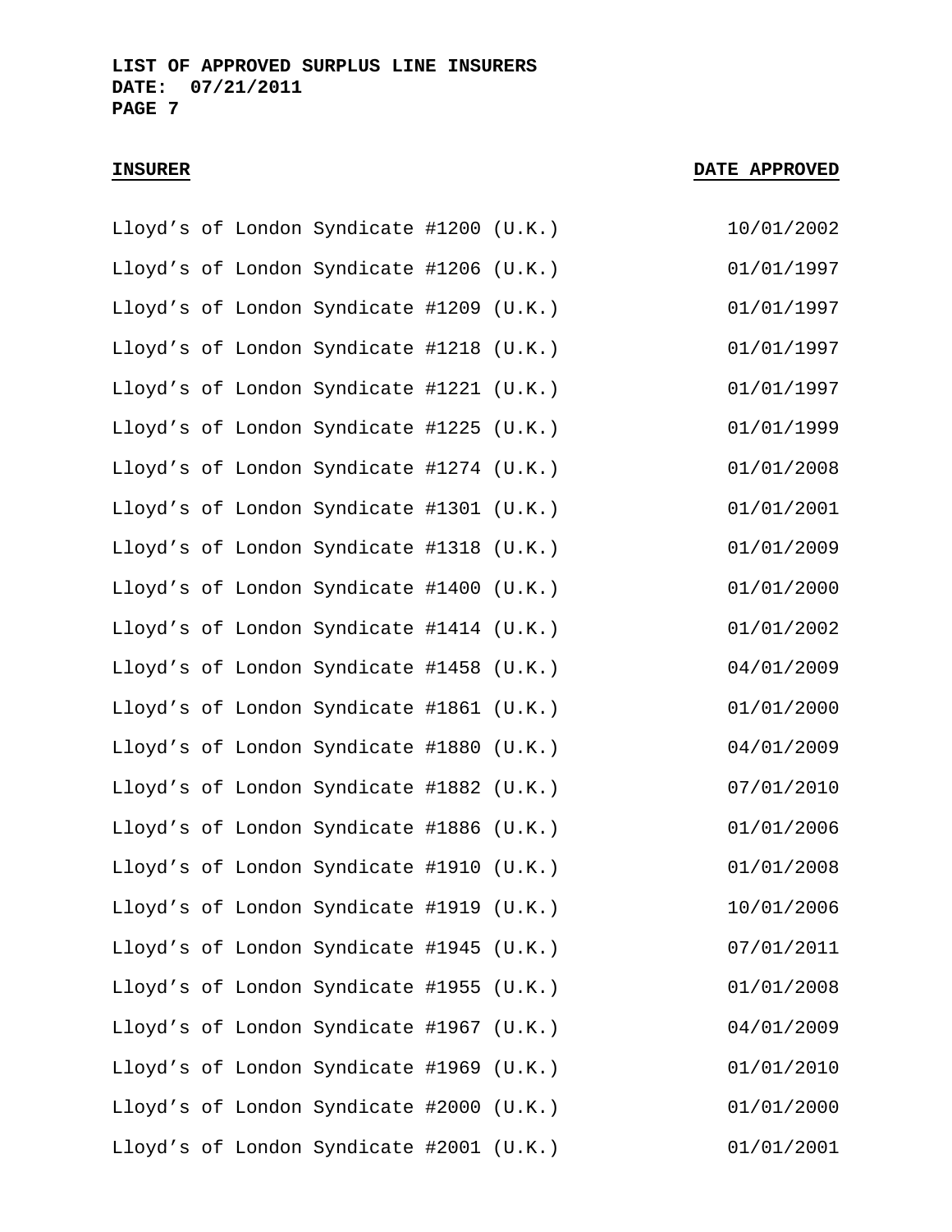| INSURER | DATE APPROVED |
|---|---|
| Lloyd’s of London Syndicate #1200 (U.K.) | 10/01/2002 |
| Lloyd’s of London Syndicate #1206 (U.K.) | 01/01/1997 |
| Lloyd’s of London Syndicate #1209 (U.K.) | 01/01/1997 |
| Lloyd’s of London Syndicate #1218 (U.K.) | 01/01/1997 |
| Lloyd’s of London Syndicate #1221 (U.K.) | 01/01/1997 |
| Lloyd’s of London Syndicate #1225 (U.K.) | 01/01/1999 |
| Lloyd’s of London Syndicate #1274 (U.K.) | 01/01/2008 |
| Lloyd’s of London Syndicate #1301 (U.K.) | 01/01/2001 |
| Lloyd’s of London Syndicate #1318 (U.K.) | 01/01/2009 |
| Lloyd’s of London Syndicate #1400 (U.K.) | 01/01/2000 |
| Lloyd’s of London Syndicate #1414 (U.K.) | 01/01/2002 |
| Lloyd’s of London Syndicate #1458 (U.K.) | 04/01/2009 |
| Lloyd’s of London Syndicate #1861 (U.K.) | 01/01/2000 |
| Lloyd’s of London Syndicate #1880 (U.K.) | 04/01/2009 |
| Lloyd’s of London Syndicate #1882 (U.K.) | 07/01/2010 |
| Lloyd’s of London Syndicate #1886 (U.K.) | 01/01/2006 |
| Lloyd’s of London Syndicate #1910 (U.K.) | 01/01/2008 |
| Lloyd’s of London Syndicate #1919 (U.K.) | 10/01/2006 |
| Lloyd’s of London Syndicate #1945 (U.K.) | 07/01/2011 |
| Lloyd’s of London Syndicate #1955 (U.K.) | 01/01/2008 |
| Lloyd’s of London Syndicate #1967 (U.K.) | 04/01/2009 |
| Lloyd’s of London Syndicate #1969 (U.K.) | 01/01/2010 |
| Lloyd’s of London Syndicate #2000 (U.K.) | 01/01/2000 |
| Lloyd’s of London Syndicate #2001 (U.K.) | 01/01/2001 |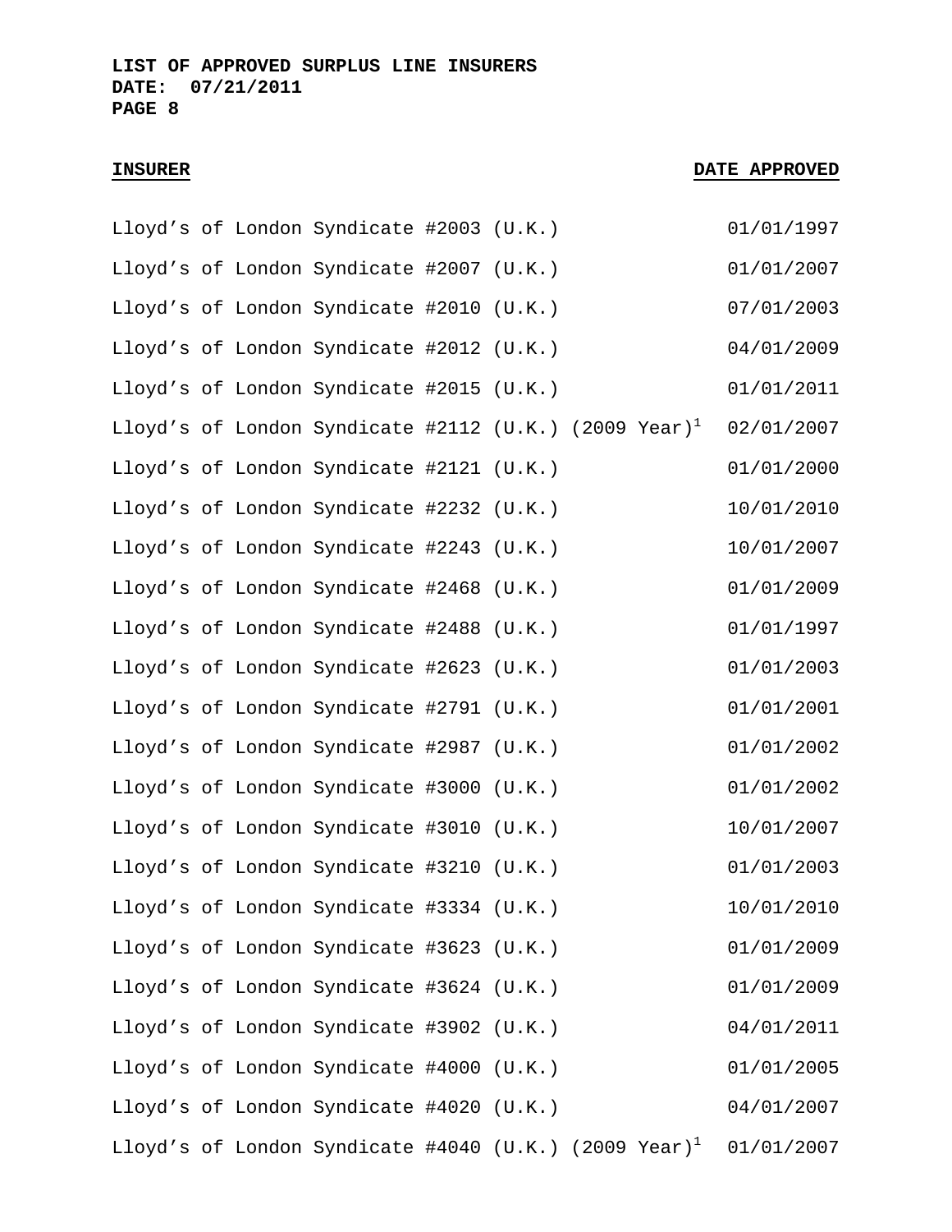**LIST OF APPROVED SURPLUS LINE INSURERS**
**DATE: 07/21/2011**

| INSURER | DATE APPROVED |
|---|---|
| Lloyd's of London Syndicate #2003 (U.K.) | 01/01/1997 |
| Lloyd's of London Syndicate #2007 (U.K.) | 01/01/2007 |
| Lloyd's of London Syndicate #2010 (U.K.) | 07/01/2003 |
| Lloyd's of London Syndicate #2012 (U.K.) | 04/01/2009 |
| Lloyd's of London Syndicate #2015 (U.K.) | 01/01/2011 |
| Lloyd's of London Syndicate #2112 (U.K.) (2009 Year)[1] | 02/01/2007 |
| Lloyd's of London Syndicate #2121 (U.K.) | 01/01/2000 |
| Lloyd's of London Syndicate #2232 (U.K.) | 10/01/2010 |
| Lloyd's of London Syndicate #2243 (U.K.) | 10/01/2007 |
| Lloyd's of London Syndicate #2468 (U.K.) | 01/01/2009 |
| Lloyd's of London Syndicate #2488 (U.K.) | 01/01/1997 |
| Lloyd's of London Syndicate #2623 (U.K.) | 01/01/2003 |
| Lloyd's of London Syndicate #2791 (U.K.) | 01/01/2001 |
| Lloyd's of London Syndicate #2987 (U.K.) | 01/01/2002 |
| Lloyd's of London Syndicate #3000 (U.K.) | 01/01/2002 |
| Lloyd's of London Syndicate #3010 (U.K.) | 10/01/2007 |
| Lloyd's of London Syndicate #3210 (U.K.) | 01/01/2003 |
| Lloyd's of London Syndicate #3334 (U.K.) | 10/01/2010 |
| Lloyd's of London Syndicate #3623 (U.K.) | 01/01/2009 |
| Lloyd's of London Syndicate #3624 (U.K.) | 01/01/2009 |
| Lloyd's of London Syndicate #3902 (U.K.) | 04/01/2011 |
| Lloyd's of London Syndicate #4000 (U.K.) | 01/01/2005 |
| Lloyd's of London Syndicate #4020 (U.K.) | 04/01/2007 |
| Lloyd's of London Syndicate #4040 (U.K.) (2009 Year)[1] | 01/01/2007 |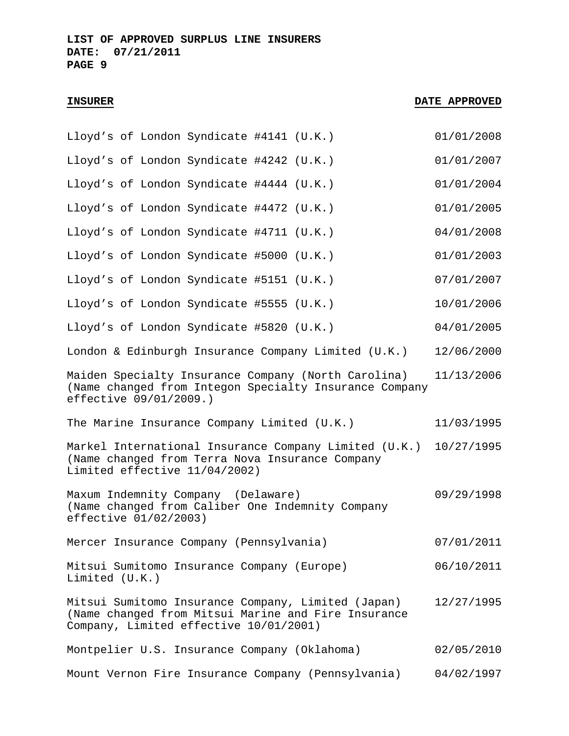**LIST OF APPROVED SURPLUS LINE INSURERS**
**DATE: 07/21/2011**

| INSURER | DATE APPROVED |
|---|---|
| Lloyd's of London Syndicate #4141 (U.K.) | 01/01/2008 |
| Lloyd's of London Syndicate #4242 (U.K.) | 01/01/2007 |
| Lloyd's of London Syndicate #4444 (U.K.) | 01/01/2004 |
| Lloyd's of London Syndicate #4472 (U.K.) | 01/01/2005 |
| Lloyd's of London Syndicate #4711 (U.K.) | 04/01/2008 |
| Lloyd's of London Syndicate #5000 (U.K.) | 01/01/2003 |
| Lloyd's of London Syndicate #5151 (U.K.) | 07/01/2007 |
| Lloyd's of London Syndicate #5555 (U.K.) | 10/01/2006 |
| Lloyd's of London Syndicate #5820 (U.K.) | 04/01/2005 |
| London & Edinburgh Insurance Company Limited (U.K.) | 12/06/2000 |
| Maiden Specialty Insurance Company (North Carolina) (Name changed from Integon Specialty Insurance Company effective 09/01/2009.) | 11/13/2006 |
| The Marine Insurance Company Limited (U.K.) | 11/03/1995 |
| Markel International Insurance Company Limited (U.K.) (Name changed from Terra Nova Insurance Company Limited effective 11/04/2002) | 10/27/1995 |
| Maxum Indemnity Company (Delaware) (Name changed from Caliber One Indemnity Company effective 01/02/2003) | 09/29/1998 |
| Mercer Insurance Company (Pennsylvania) | 07/01/2011 |
| Mitsui Sumitomo Insurance Company (Europe) Limited (U.K.) | 06/10/2011 |
| Mitsui Sumitomo Insurance Company, Limited (Japan) (Name changed from Mitsui Marine and Fire Insurance Company, Limited effective 10/01/2001) | 12/27/1995 |
| Montpelier U.S. Insurance Company (Oklahoma) | 02/05/2010 |
| Mount Vernon Fire Insurance Company (Pennsylvania) | 04/02/1997 |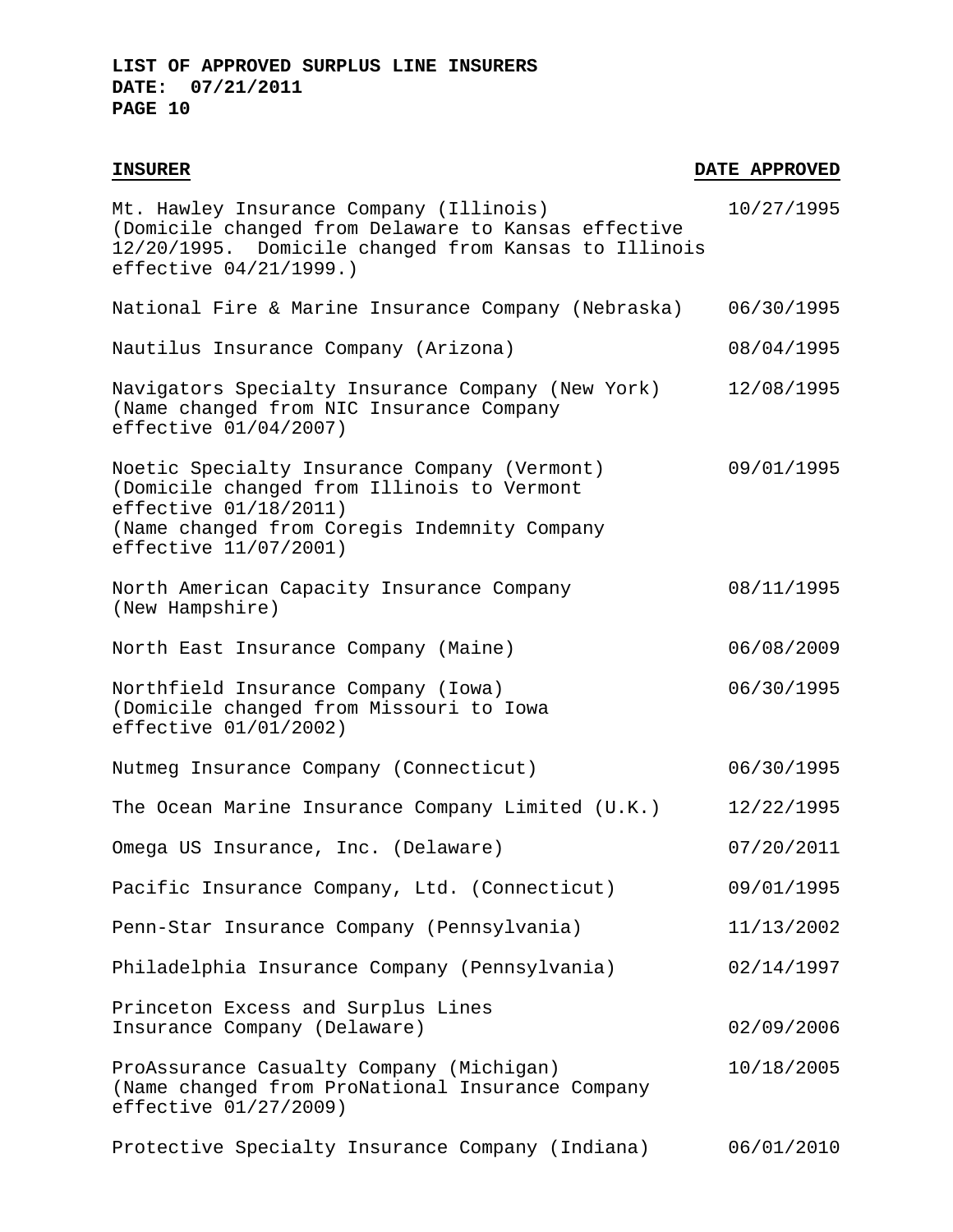**LIST OF APPROVED SURPLUS LINE INSURERS**
**DATE: 07/21/2011**

| INSURER | DATE APPROVED |
|---|---|
| Mt. Hawley Insurance Company (Illinois) (Domicile changed from Delaware to Kansas effective 12/20/1995. Domicile changed from Kansas to Illinois effective 04/21/1999.) | 10/27/1995 |
| National Fire & Marine Insurance Company (Nebraska) | 06/30/1995 |
| Nautilus Insurance Company (Arizona) | 08/04/1995 |
| Navigators Specialty Insurance Company (New York) (Name changed from NIC Insurance Company effective 01/04/2007) | 12/08/1995 |
| Noetic Specialty Insurance Company (Vermont) (Domicile changed from Illinois to Vermont effective 01/18/2011) (Name changed from Coregis Indemnity Company effective 11/07/2001) | 09/01/1995 |
| North American Capacity Insurance Company (New Hampshire) | 08/11/1995 |
| North East Insurance Company (Maine) | 06/08/2009 |
| Northfield Insurance Company (Iowa) (Domicile changed from Missouri to Iowa effective 01/01/2002) | 06/30/1995 |
| Nutmeg Insurance Company (Connecticut) | 06/30/1995 |
| The Ocean Marine Insurance Company Limited (U.K.) | 12/22/1995 |
| Omega US Insurance, Inc. (Delaware) | 07/20/2011 |
| Pacific Insurance Company, Ltd. (Connecticut) | 09/01/1995 |
| Penn-Star Insurance Company (Pennsylvania) | 11/13/2002 |
| Philadelphia Insurance Company (Pennsylvania) | 02/14/1997 |
| Princeton Excess and Surplus Lines Insurance Company (Delaware) | 02/09/2006 |
| ProAssurance Casualty Company (Michigan) (Name changed from ProNational Insurance Company effective 01/27/2009) | 10/18/2005 |
| Protective Specialty Insurance Company (Indiana) | 06/01/2010 |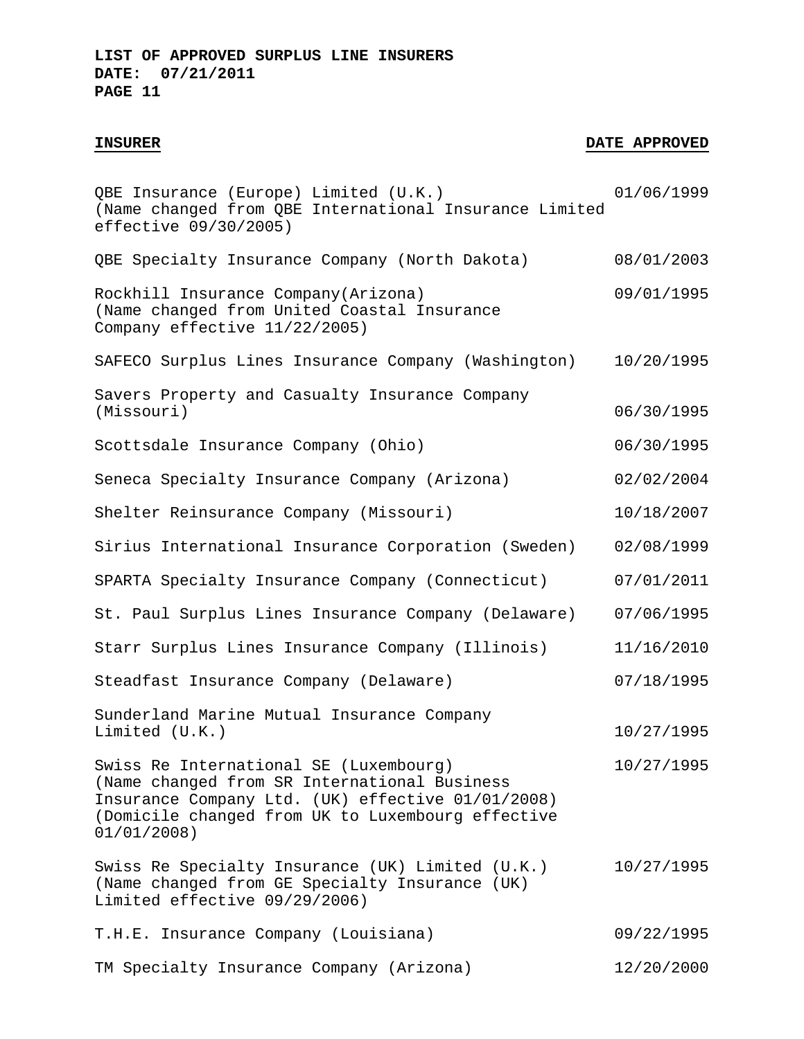**LIST OF APPROVED SURPLUS LINE INSURERS**
**DATE: 07/21/2011**

| INSURER | DATE APPROVED |
|---|---|
| QBE Insurance (Europe) Limited (U.K.) (Name changed from QBE International Insurance Limited effective 09/30/2005) | 01/06/1999 |
| QBE Specialty Insurance Company (North Dakota) | 08/01/2003 |
| Rockhill Insurance Company(Arizona) (Name changed from United Coastal Insurance Company effective 11/22/2005) | 09/01/1995 |
| SAFECO Surplus Lines Insurance Company (Washington) | 10/20/1995 |
| Savers Property and Casualty Insurance Company (Missouri) | 06/30/1995 |
| Scottsdale Insurance Company (Ohio) | 06/30/1995 |
| Seneca Specialty Insurance Company (Arizona) | 02/02/2004 |
| Shelter Reinsurance Company (Missouri) | 10/18/2007 |
| Sirius International Insurance Corporation (Sweden) | 02/08/1999 |
| SPARTA Specialty Insurance Company (Connecticut) | 07/01/2011 |
| St. Paul Surplus Lines Insurance Company (Delaware) | 07/06/1995 |
| Starr Surplus Lines Insurance Company (Illinois) | 11/16/2010 |
| Steadfast Insurance Company (Delaware) | 07/18/1995 |
| Sunderland Marine Mutual Insurance Company Limited (U.K.) | 10/27/1995 |
| Swiss Re International SE (Luxembourg) (Name changed from SR International Business Insurance Company Ltd. (UK) effective 01/01/2008) (Domicile changed from UK to Luxembourg effective 01/01/2008) | 10/27/1995 |
| Swiss Re Specialty Insurance (UK) Limited (U.K.) (Name changed from GE Specialty Insurance (UK) Limited effective 09/29/2006) | 10/27/1995 |
| T.H.E. Insurance Company (Louisiana) | 09/22/1995 |
| TM Specialty Insurance Company (Arizona) | 12/20/2000 |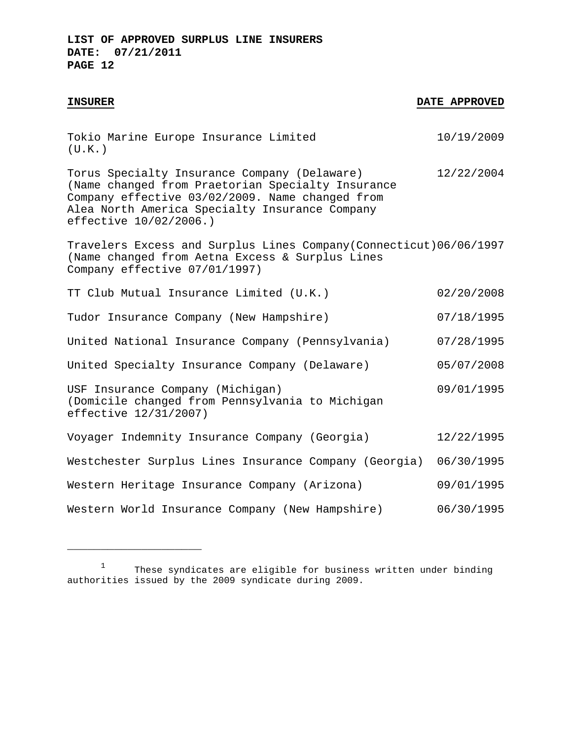| **INSURER** | **DATE APPROVED** |
| --- | --- |
| Tokio Marine Europe Insurance Limited (U.K.) | 10/19/2009 |
| Torus Specialty Insurance Company (Delaware) (Name changed from Praetorian Specialty Insurance Company effective 03/02/2009. Name changed from Alea North America Specialty Insurance Company effective 10/02/2006.) | 12/22/2004 |
| Travelers Excess and Surplus Lines Company(Connecticut) (Name changed from Aetna Excess & Surplus Lines Company effective 07/01/1997) | 06/06/1997 |
| TT Club Mutual Insurance Limited (U.K.) | 02/20/2008 |
| Tudor Insurance Company (New Hampshire) | 07/18/1995 |
| United National Insurance Company (Pennsylvania) | 07/28/1995 |
| United Specialty Insurance Company (Delaware) | 05/07/2008 |
| USF Insurance Company (Michigan) (Domicile changed from Pennsylvania to Michigan effective 12/31/2007) | 09/01/1995 |
| Voyager Indemnity Insurance Company (Georgia) | 12/22/1995 |
| Westchester Surplus Lines Insurance Company (Georgia) | 06/30/1995 |
| Western Heritage Insurance Company (Arizona) | 09/01/1995 |
| Western World Insurance Company (New Hampshire) | 06/30/1995 |

---

[1] These syndicates are eligible for business written under binding authorities issued by the 2009 syndicate during 2009.